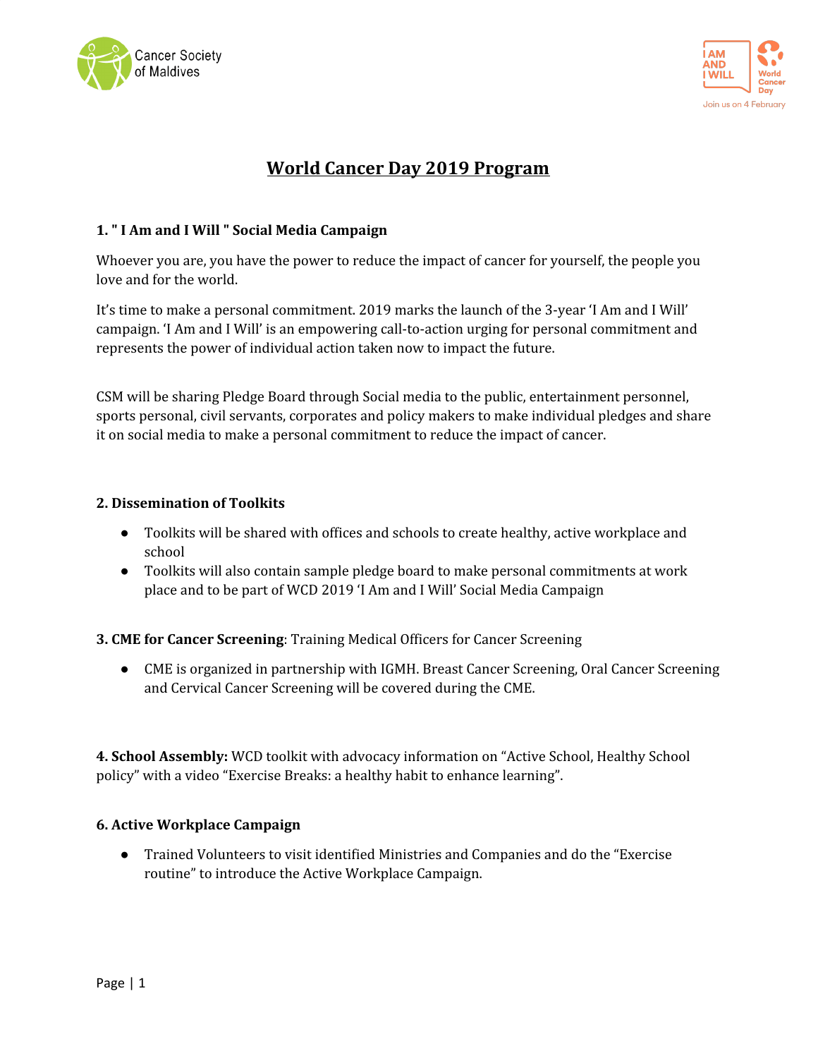# World Cancer Day 2019 Program

### 1. " I Am and I Will " Social Media Campaign

Whoever you are, you have the power to reduce the impact of cancer for yourself, the people you love and for the world.

It's time to make a personal commitment. 2019 marks the launch of the 3-year 'I Am and I Will' campaign. 'I Am and I Will' is an empowering call-to-action urging for personal commitment and represents the power of individual action taken now to impact the future.

CSM will be sharing Pledge Board through Social media to the public, entertainment personnel, sports personal, civil servants, corporates and policy makers to make individual pledges and share it on social media to make a personal commitment to reduce the impact of cancer.

### 2. Dissemination of Toolkits

- Toolkits will be shared with offices and schools to create healthy, active workplace and school
- Toolkits will also contain sample pledge board to make personal commitments at work place and to be part of WCD 2019 'I Am and I Will' Social Media Campaign

**3. CME for Cancer Screening**: Training Medical Officers for Cancer Screening

- CME is organized in partnership with IGMH. Breast Cancer Screening, Oral Cancer Screening and Cervical Cancer Screening will be covered during the CME.

**4. School Assembly:** WCD toolkit with advocacy information on "Active School, Healthy School policy" with a video "Exercise Breaks: a healthy habit to enhance learning".

### 6. Active Workplace Campaign

- Trained Volunteers to visit identified Ministries and Companies and do the "Exercise routine" to introduce the Active Workplace Campaign.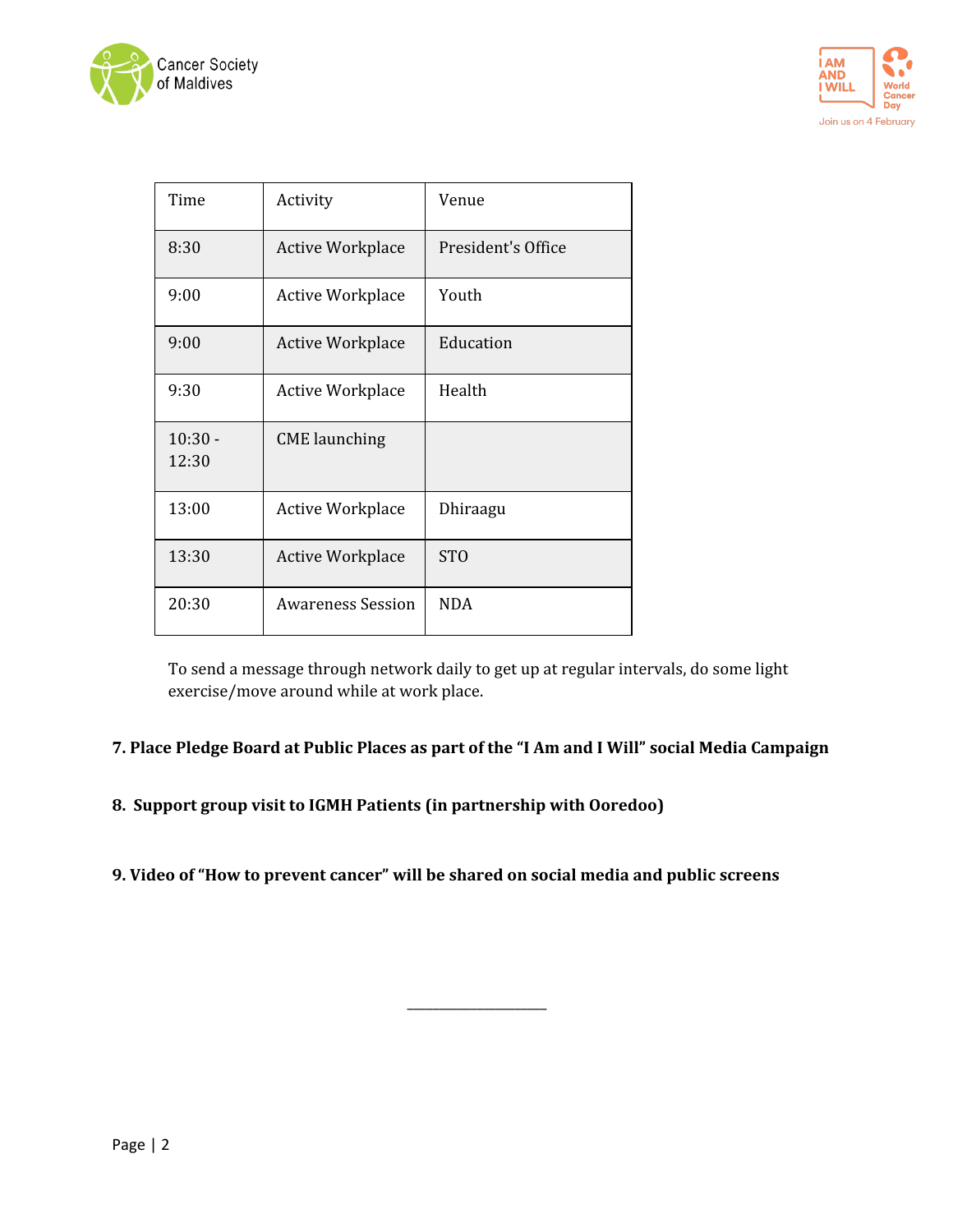| Time | Activity | Venue |
|---|---|---|
| 8:30 | Active Workplace | President's Office |
| 9:00 | Active Workplace | Youth |
| 9:00 | Active Workplace | Education |
| 9:30 | Active Workplace | Health |
| 10:30 - 12:30 | CME launching | |
| 13:00 | Active Workplace | Dhiraagu |
| 13:30 | Active Workplace | STO |
| 20:30 | Awareness Session | NDA |

To send a message through network daily to get up at regular intervals, do some light exercise/move around while at work place.

**7. Place Pledge Board at Public Places as part of the "I Am and I Will" social Media Campaign**

**8. Support group visit to IGMH Patients (in partnership with Ooredoo)**

**9. Video of "How to prevent cancer" will be shared on social media and public screens**

___________________